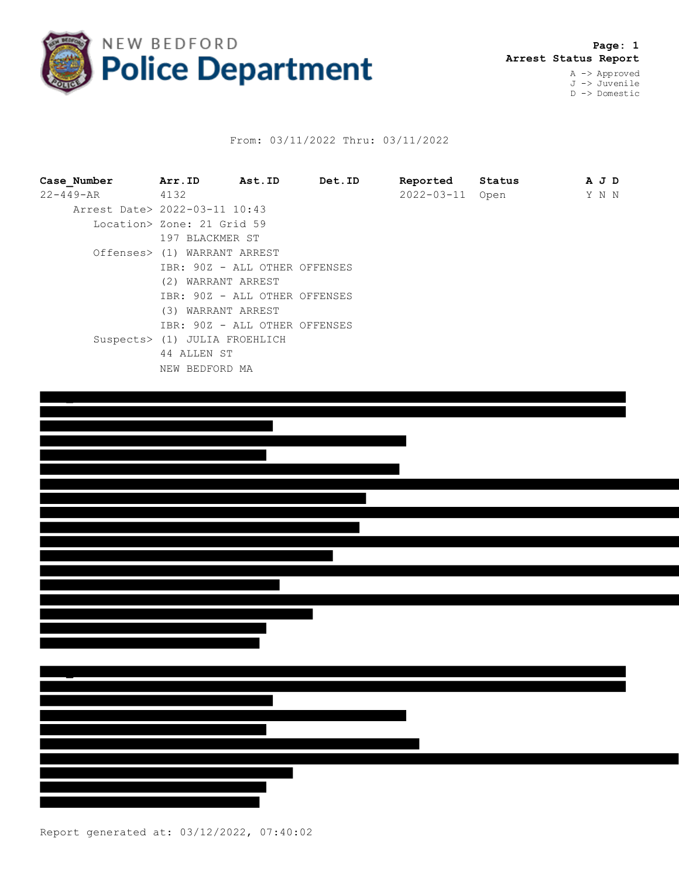# NEW BEDFORD Police Department

**Page: 1**
**Arrest Status Report**

A -> Approved
J -> Juvenile
D -> Domestic

From: 03/11/2022 Thru: 03/11/2022

| Case_Number | Arr.ID | Ast.ID | Det.ID | Reported | Status | A J D |
|---|---|---|---|---|---|---|
| 22-449-AR | 4132 | | | 2022-03-11 | Open | Y N N |

```
     Arrest Date> 2022-03-11 10:43
        Location> Zone: 21 Grid 59
                  197 BLACKMER ST
        Offenses> (1) WARRANT ARREST
                  IBR: 90Z - ALL OTHER OFFENSES
                  (2) WARRANT ARREST
                  IBR: 90Z - ALL OTHER OFFENSES
                  (3) WARRANT ARREST
                  IBR: 90Z - ALL OTHER OFFENSES
        Suspects> (1) JULIA FROEHLICH
                  44 ALLEN ST
                  NEW BEDFORD MA
```

Report generated at: 03/12/2022, 07:40:02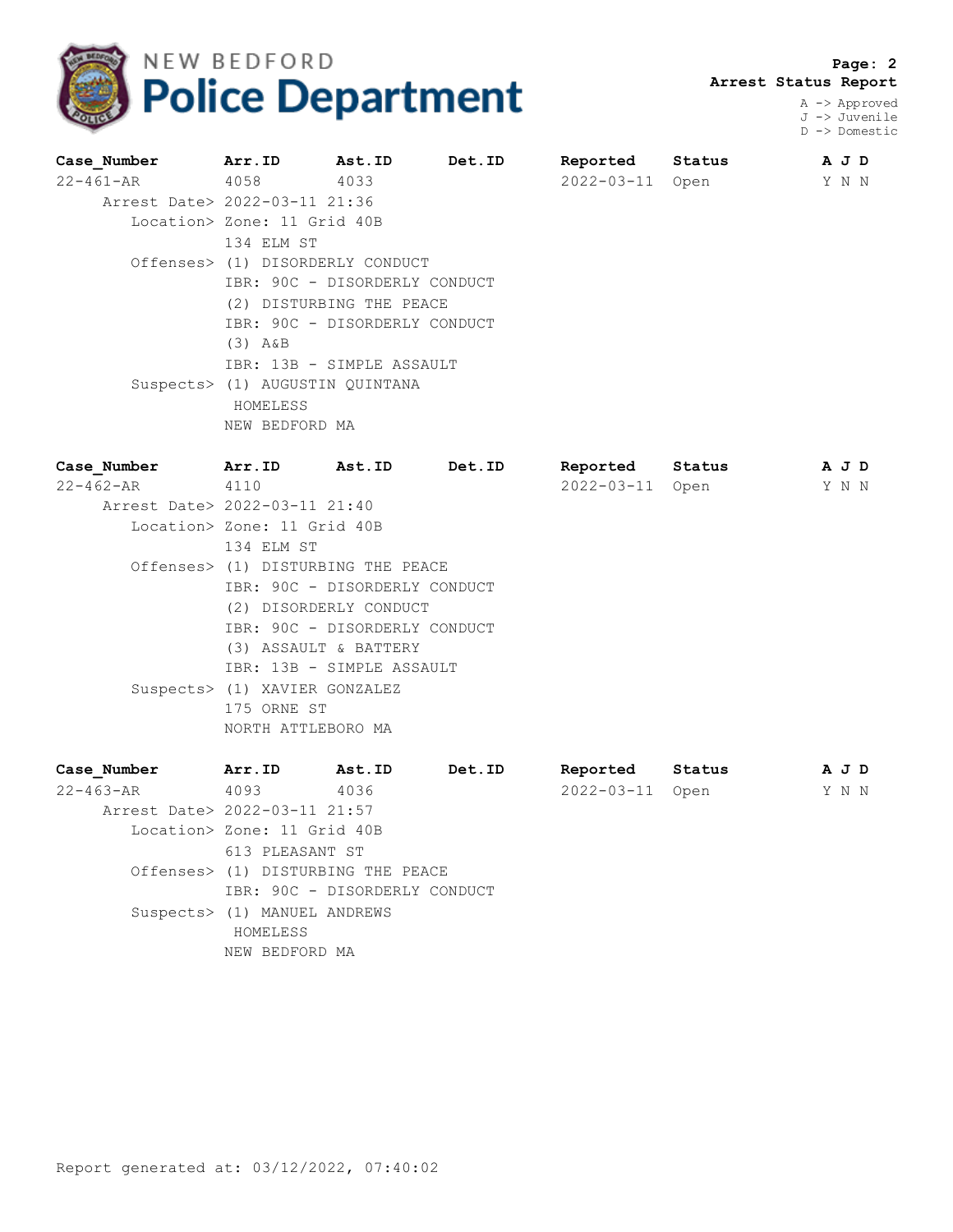# NEW BEDFORD Police Department

**Arrest Status Report**

A -> Approved
J -> Juvenile
D -> Domestic

| Case_Number | Arr.ID | Ast.ID | Det.ID | Reported | Status | A J D |
|---|---|---|---|---|---|---|
| 22-461-AR | 4058 | 4033 | | 2022-03-11 | Open | Y N N |

Arrest Date> 2022-03-11 21:36

Location> Zone: 11 Grid 40B
134 ELM ST

Offenses> (1) DISORDERLY CONDUCT
IBR: 90C - DISORDERLY CONDUCT
(2) DISTURBING THE PEACE
IBR: 90C - DISORDERLY CONDUCT
(3) A&B
IBR: 13B - SIMPLE ASSAULT

Suspects> (1) AUGUSTIN QUINTANA
HOMELESS
NEW BEDFORD MA

| Case_Number | Arr.ID | Ast.ID | Det.ID | Reported | Status | A J D |
|---|---|---|---|---|---|---|
| 22-462-AR | 4110 | | | 2022-03-11 | Open | Y N N |

Arrest Date> 2022-03-11 21:40

Location> Zone: 11 Grid 40B
134 ELM ST

Offenses> (1) DISTURBING THE PEACE
IBR: 90C - DISORDERLY CONDUCT
(2) DISORDERLY CONDUCT
IBR: 90C - DISORDERLY CONDUCT
(3) ASSAULT & BATTERY
IBR: 13B - SIMPLE ASSAULT

Suspects> (1) XAVIER GONZALEZ
175 ORNE ST
NORTH ATTLEBORO MA

| Case_Number | Arr.ID | Ast.ID | Det.ID | Reported | Status | A J D |
|---|---|---|---|---|---|---|
| 22-463-AR | 4093 | 4036 | | 2022-03-11 | Open | Y N N |

Arrest Date> 2022-03-11 21:57

Location> Zone: 11 Grid 40B
613 PLEASANT ST

Offenses> (1) DISTURBING THE PEACE
IBR: 90C - DISORDERLY CONDUCT

Suspects> (1) MANUEL ANDREWS
HOMELESS
NEW BEDFORD MA

Report generated at: 03/12/2022, 07:40:02